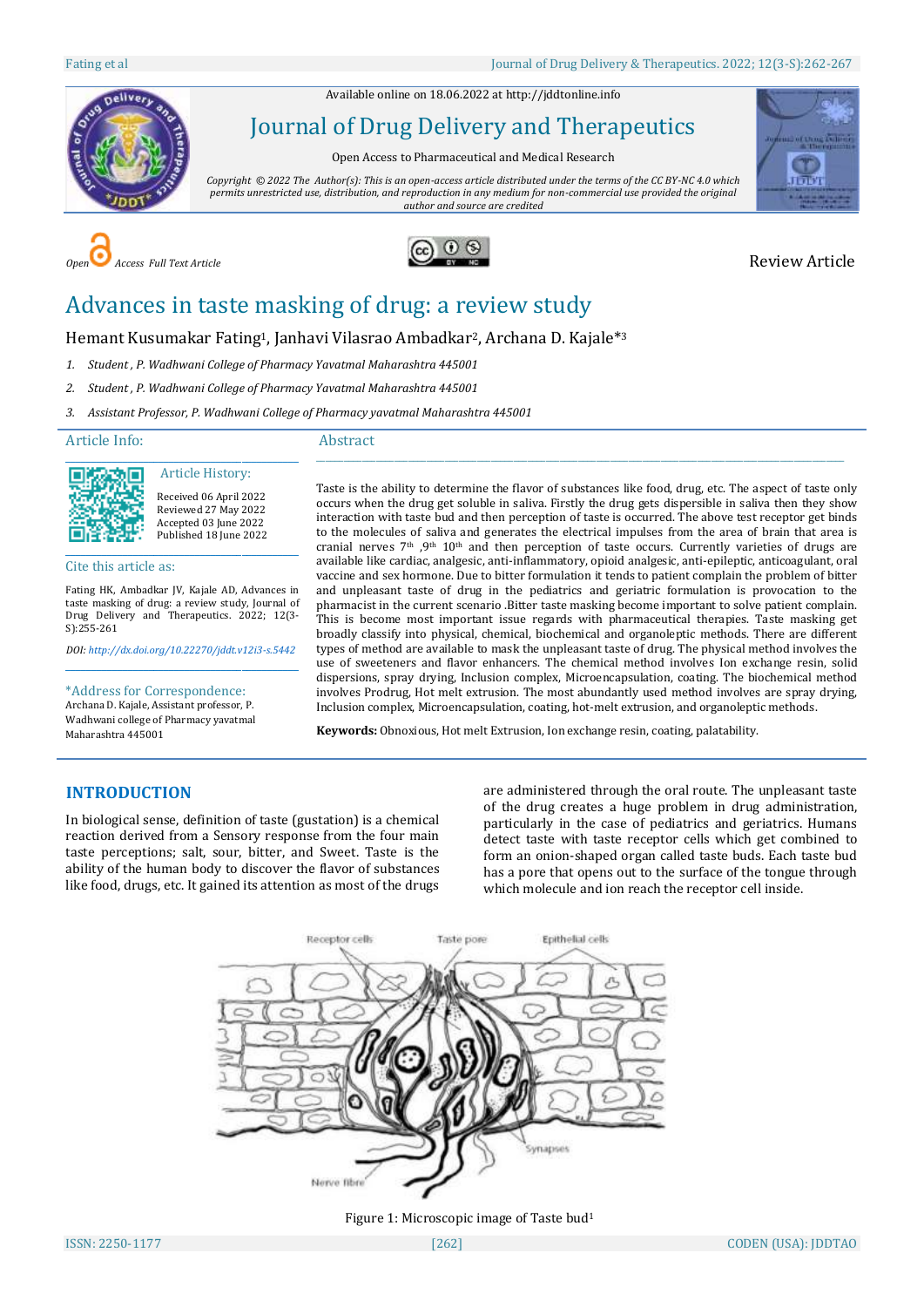Available online on 18.06.2022 at http://jddtonline.info

# Journal of Drug Delivery and Therapeutics

Open Access to Pharmaceutical and Medical Research

*Copyright © 2022 The Author(s): This is an open-access article distributed under the terms of the CC BY-NC 4.0 which permits unrestricted use, distribution, and reproduction in any medium for non-commercial use provided the original author and source are credited*

*Open Access Full Text Article* Review Article

# Advances in taste masking of drug: a review study

Hemant Kusumakar Fating[1], Janhavi Vilasrao Ambadkar[2], Archana D. Kajale*[3]

1. *Student , P. Wadhwani College of Pharmacy Yavatmal Maharashtra 445001*
2. *Student , P. Wadhwani College of Pharmacy Yavatmal Maharashtra 445001*
3. *Assistant Professor, P. Wadhwani College of Pharmacy yavatmal Maharashtra 445001*

## Article Info:

Article History:

Received 06 April 2022
Reviewed 27 May 2022
Accepted 03 June 2022
Published 18 June 2022

Cite this article as:

Fating HK, Ambadkar JV, Kajale AD, Advances in taste masking of drug: a review study, Journal of Drug Delivery and Therapeutics. 2022; 12(3-S):255-261

*DOI: http://dx.doi.org/10.22270/jddt.v12i3-s.5442*

*Address for Correspondence:
Archana D. Kajale, Assistant professor, P. Wadhwani college of Pharmacy yavatmal Maharashtra 445001

## Abstract

Taste is the ability to determine the flavor of substances like food, drug, etc. The aspect of taste only occurs when the drug get soluble in saliva. Firstly the drug gets dispersible in saliva then they show interaction with taste bud and then perception of taste is occurred. The above test receptor get binds to the molecules of saliva and generates the electrical impulses from the area of brain that area is cranial nerves 7th ,9th 10th and then perception of taste occurs. Currently varieties of drugs are available like cardiac, analgesic, anti-inflammatory, opioid analgesic, anti-epileptic, anticoagulant, oral vaccine and sex hormone. Due to bitter formulation it tends to patient complain the problem of bitter and unpleasant taste of drug in the pediatrics and geriatric formulation is provocation to the pharmacist in the current scenario .Bitter taste masking become important to solve patient complain. This is become most important issue regards with pharmaceutical therapies. Taste masking get broadly classify into physical, chemical, biochemical and organoleptic methods. There are different types of method are available to mask the unpleasant taste of drug. The physical method involves the use of sweeteners and flavor enhancers. The chemical method involves Ion exchange resin, solid dispersions, spray drying, Inclusion complex, Microencapsulation, coating. The biochemical method involves Prodrug, Hot melt extrusion. The most abundantly used method involves are spray drying, Inclusion complex, Microencapsulation, coating, hot-melt extrusion, and organoleptic methods.

**Keywords:** Obnoxious, Hot melt Extrusion, Ion exchange resin, coating, palatability.

## INTRODUCTION

In biological sense, definition of taste (gustation) is a chemical reaction derived from a Sensory response from the four main taste perceptions; salt, sour, bitter, and Sweet. Taste is the ability of the human body to discover the flavor of substances like food, drugs, etc. It gained its attention as most of the drugs are administered through the oral route. The unpleasant taste of the drug creates a huge problem in drug administration, particularly in the case of pediatrics and geriatrics. Humans detect taste with taste receptor cells which get combined to form an onion-shaped organ called taste buds. Each taste bud has a pore that opens out to the surface of the tongue through which molecule and ion reach the receptor cell inside.

Receptor cells
Taste pore
Epithelial cells
Synapses
Nerve fibre

Figure 1: Microscopic image of Taste bud[1]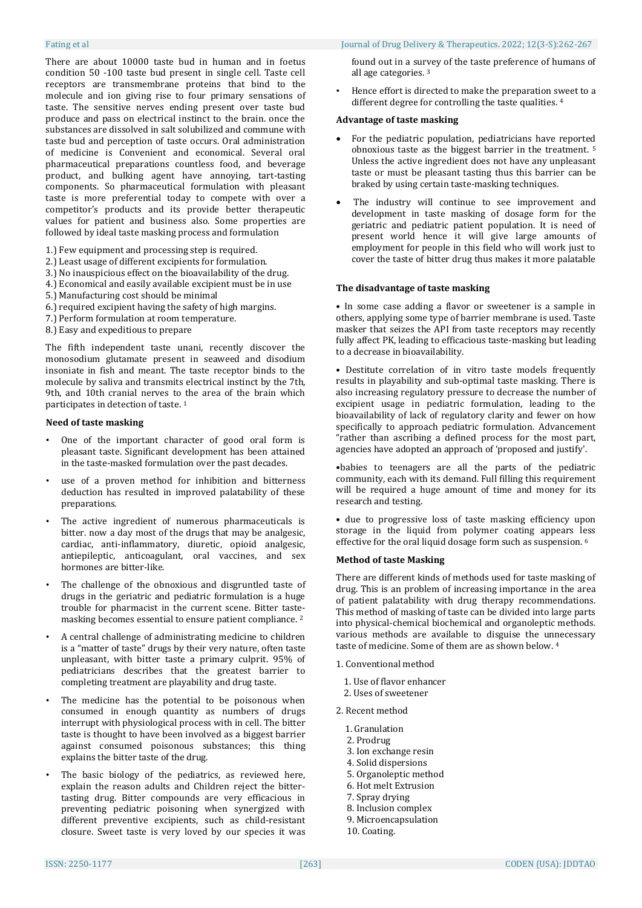There are about 10000 taste bud in human and in foetus condition 50 -100 taste bud present in single cell. Taste cell receptors are transmembrane proteins that bind to the molecule and ion giving rise to four primary sensations of taste. The sensitive nerves ending present over taste bud produce and pass on electrical instinct to the brain. once the substances are dissolved in salt solubilized and commune with taste bud and perception of taste occurs. Oral administration of medicine is Convenient and economical. Several oral pharmaceutical preparations countless food, and beverage product, and bulking agent have annoying, tart-tasting components. So pharmaceutical formulation with pleasant taste is more preferential today to compete with over a competitor's products and its provide better therapeutic values for patient and business also. Some properties are followed by ideal taste masking process and formulation

1.) Few equipment and processing step is required.
2.) Least usage of different excipients for formulation.
3.) No inauspicious effect on the bioavailability of the drug.
4.) Economical and easily available excipient must be in use
5.) Manufacturing cost should be minimal
6.) required excipient having the safety of high margins.
7.) Perform formulation at room temperature.
8.) Easy and expeditious to prepare

The fifth independent taste unani, recently discover the monosodium glutamate present in seaweed and disodium insoniate in fish and meant. The taste receptor binds to the molecule by saliva and transmits electrical instinct by the 7th, 9th, and 10th cranial nerves to the area of the brain which participates in detection of taste. [1]

### Need of taste masking

- One of the important character of good oral form is pleasant taste. Significant development has been attained in the taste-masked formulation over the past decades.
- use of a proven method for inhibition and bitterness deduction has resulted in improved palatability of these preparations.
- The active ingredient of numerous pharmaceuticals is bitter. now a day most of the drugs that may be analgesic, cardiac, anti-inflammatory, diuretic, opioid analgesic, antiepileptic, anticoagulant, oral vaccines, and sex hormones are bitter-like.
- The challenge of the obnoxious and disgruntled taste of drugs in the geriatric and pediatric formulation is a huge trouble for pharmacist in the current scene. Bitter taste-masking becomes essential to ensure patient compliance. [2]
- A central challenge of administrating medicine to children is a "matter of taste" drugs by their very nature, often taste unpleasant, with bitter taste a primary culprit. 95% of pediatricians describes that the greatest barrier to completing treatment are playability and drug taste.
- The medicine has the potential to be poisonous when consumed in enough quantity as numbers of drugs interrupt with physiological process with in cell. The bitter taste is thought to have been involved as a biggest barrier against consumed poisonous substances; this thing explains the bitter taste of the drug.
- The basic biology of the pediatrics, as reviewed here, explain the reason adults and Children reject the bitter-tasting drug. Bitter compounds are very efficacious in preventing pediatric poisoning when synergized with different preventive excipients, such as child-resistant closure. Sweet taste is very loved by our species it was found out in a survey of the taste preference of humans of all age categories. [3]
- Hence effort is directed to make the preparation sweet to a different degree for controlling the taste qualities. [4]

### Advantage of taste masking

- For the pediatric population, pediatricians have reported obnoxious taste as the biggest barrier in the treatment. [5] Unless the active ingredient does not have any unpleasant taste or must be pleasant tasting thus this barrier can be braked by using certain taste-masking techniques.
- The industry will continue to see improvement and development in taste masking of dosage form for the geriatric and pediatric patient population. It is need of present world hence it will give large amounts of employment for people in this field who will work just to cover the taste of bitter drug thus makes it more palatable

### The disadvantage of taste masking

• In some case adding a flavor or sweetener is a sample in others, applying some type of barrier membrane is used. Taste masker that seizes the API from taste receptors may recently fully affect PK, leading to efficacious taste-masking but leading to a decrease in bioavailability.

• Destitute correlation of in vitro taste models frequently results in playability and sub-optimal taste masking. There is also increasing regulatory pressure to decrease the number of excipient usage in pediatric formulation, leading to the bioavailability of lack of regulatory clarity and fewer on how specifically to approach pediatric formulation. Advancement "rather than ascribing a defined process for the most part, agencies have adopted an approach of 'proposed and justify'.

•babies to teenagers are all the parts of the pediatric community, each with its demand. Full filling this requirement will be required a huge amount of time and money for its research and testing.

• due to progressive loss of taste masking efficiency upon storage in the liquid from polymer coating appears less effective for the oral liquid dosage form such as suspension. [6]

### Method of taste Masking

There are different kinds of methods used for taste masking of drug. This is an problem of increasing importance in the area of patient palatability with drug therapy recommendations. This method of masking of taste can be divided into large parts into physical-chemical biochemical and organoleptic methods. various methods are available to disguise the unnecessary taste of medicine. Some of them are as shown below. [4]

1. Conventional method
   1. Use of flavor enhancer
   2. Uses of sweetener
2. Recent method
   1. Granulation
   2. Prodrug
   3. Ion exchange resin
   4. Solid dispersions
   5. Organoleptic method
   6. Hot melt Extrusion
   7. Spray drying
   8. Inclusion complex
   9. Microencapsulation
   10. Coating.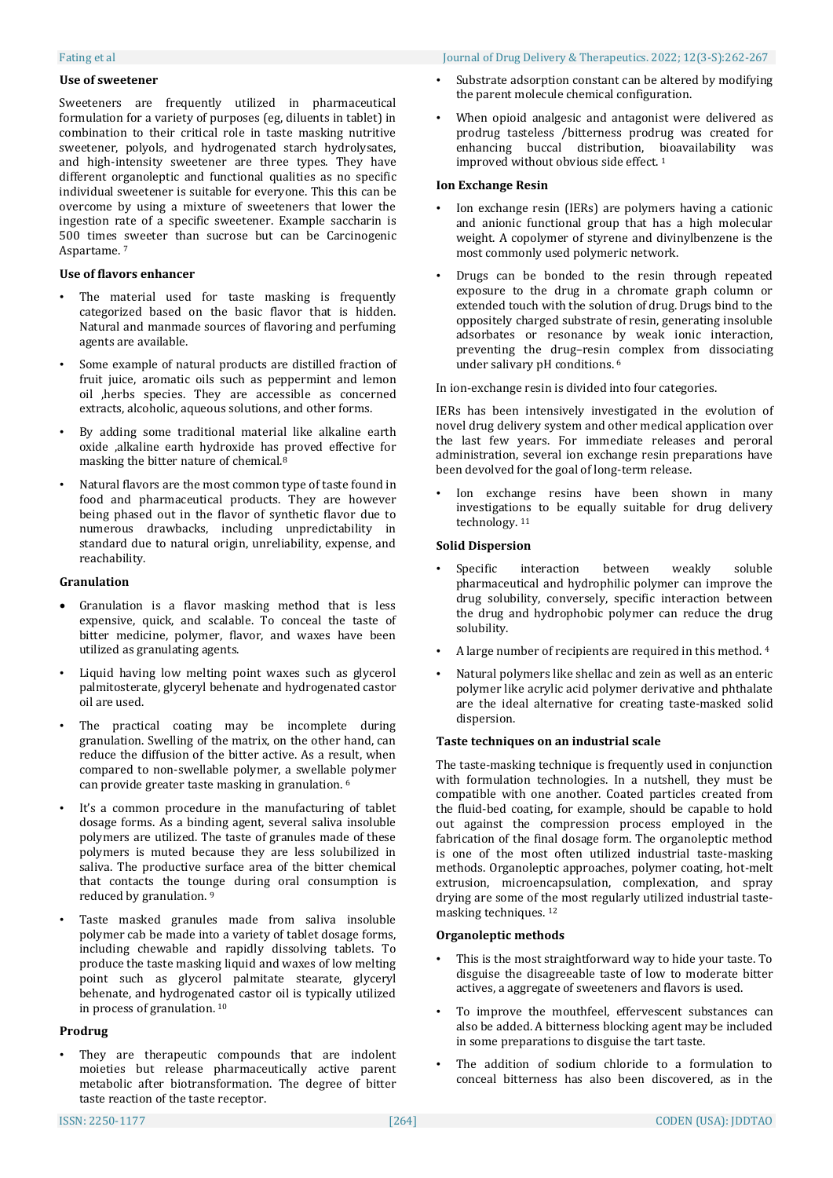**Use of sweetener**

Sweeteners are frequently utilized in pharmaceutical formulation for a variety of purposes (eg, diluents in tablet) in combination to their critical role in taste masking nutritive sweetener, polyols, and hydrogenated starch hydrolysates, and high-intensity sweetener are three types. They have different organoleptic and functional qualities as no specific individual sweetener is suitable for everyone. This this can be overcome by using a mixture of sweeteners that lower the ingestion rate of a specific sweetener. Example saccharin is 500 times sweeter than sucrose but can be Carcinogenic Aspartame. [7]

**Use of flavors enhancer**

- The material used for taste masking is frequently categorized based on the basic flavor that is hidden. Natural and manmade sources of flavoring and perfuming agents are available.
- Some example of natural products are distilled fraction of fruit juice, aromatic oils such as peppermint and lemon oil ,herbs species. They are accessible as concerned extracts, alcoholic, aqueous solutions, and other forms.
- By adding some traditional material like alkaline earth oxide ,alkaline earth hydroxide has proved effective for masking the bitter nature of chemical.[8]
- Natural flavors are the most common type of taste found in food and pharmaceutical products. They are however being phased out in the favor of synthetic flavor due to numerous drawbacks, including unpredictability in standard due to natural origin, unreliability, expense, and reachability.

**Granulation**

- Granulation is a flavor masking method that is less expensive, quick, and scalable. To conceal the taste of bitter medicine, polymer, flavor, and waxes have been utilized as granulating agents.
- Liquid having low melting point waxes such as glycerol palmitosterate, glyceryl behenate and hydrogenated castor oil are used.
- The practical coating may be incomplete during granulation. Swelling of the matrix, on the other hand, can reduce the diffusion of the bitter active. As a result, when compared to non-swellable polymer, a swellable polymer can provide greater taste masking in granulation. [6]
- It's a common procedure in the manufacturing of tablet dosage forms. As a binding agent, several saliva insoluble polymers are utilized. The taste of granules made of these polymers is muted because they are less solubilized in saliva. The productive surface area of the bitter chemical that contacts the tounge during oral consumption is reduced by granulation. [9]
- Taste masked granules made from saliva insoluble polymer cab be made into a variety of tablet dosage forms, including chewable and rapidly dissolving tablets. To produce the taste masking liquid and waxes of low melting point such as glycerol palmitate stearate, glyceryl behenate, and hydrogenated castor oil is typically utilized in process of granulation. [10]

**Prodrug**

- They are therapeutic compounds that are indolent moieties but release pharmaceutically active parent metabolic after biotransformation. The degree of bitter taste reaction of the taste receptor.
- Substrate adsorption constant can be altered by modifying the parent molecule chemical configuration.
- When opioid analgesic and antagonist were delivered as prodrug tasteless /bitterness prodrug was created for enhancing buccal distribution, bioavailability was improved without obvious side effect. [1]

**Ion Exchange Resin**

- Ion exchange resin (IERs) are polymers having a cationic and anionic functional group that has a high molecular weight. A copolymer of styrene and divinylbenzene is the most commonly used polymeric network.
- Drugs can be bonded to the resin through repeated exposure to the drug in a chromate graph column or extended touch with the solution of drug. Drugs bind to the oppositely charged substrate of resin, generating insoluble adsorbates or resonance by weak ionic interaction, preventing the drug–resin complex from dissociating under salivary pH conditions. [6]

In ion-exchange resin is divided into four categories.

IERs has been intensively investigated in the evolution of novel drug delivery system and other medical application over the last few years. For immediate releases and peroral administration, several ion exchange resin preparations have been devolved for the goal of long-term release.

- Ion exchange resins have been shown in many investigations to be equally suitable for drug delivery technology. [11]

**Solid Dispersion**

- Specific interaction between weakly soluble pharmaceutical and hydrophilic polymer can improve the drug solubility, conversely, specific interaction between the drug and hydrophobic polymer can reduce the drug solubility.
- A large number of recipients are required in this method. [4]
- Natural polymers like shellac and zein as well as an enteric polymer like acrylic acid polymer derivative and phthalate are the ideal alternative for creating taste-masked solid dispersion.

**Taste techniques on an industrial scale**

The taste-masking technique is frequently used in conjunction with formulation technologies. In a nutshell, they must be compatible with one another. Coated particles created from the fluid-bed coating, for example, should be capable to hold out against the compression process employed in the fabrication of the final dosage form. The organoleptic method is one of the most often utilized industrial taste-masking methods. Organoleptic approaches, polymer coating, hot-melt extrusion, microencapsulation, complexation, and spray drying are some of the most regularly utilized industrial taste-masking techniques. [12]

**Organoleptic methods**

- This is the most straightforward way to hide your taste. To disguise the disagreeable taste of low to moderate bitter actives, a aggregate of sweeteners and flavors is used.
- To improve the mouthfeel, effervescent substances can also be added. A bitterness blocking agent may be included in some preparations to disguise the tart taste.
- The addition of sodium chloride to a formulation to conceal bitterness has also been discovered, as in the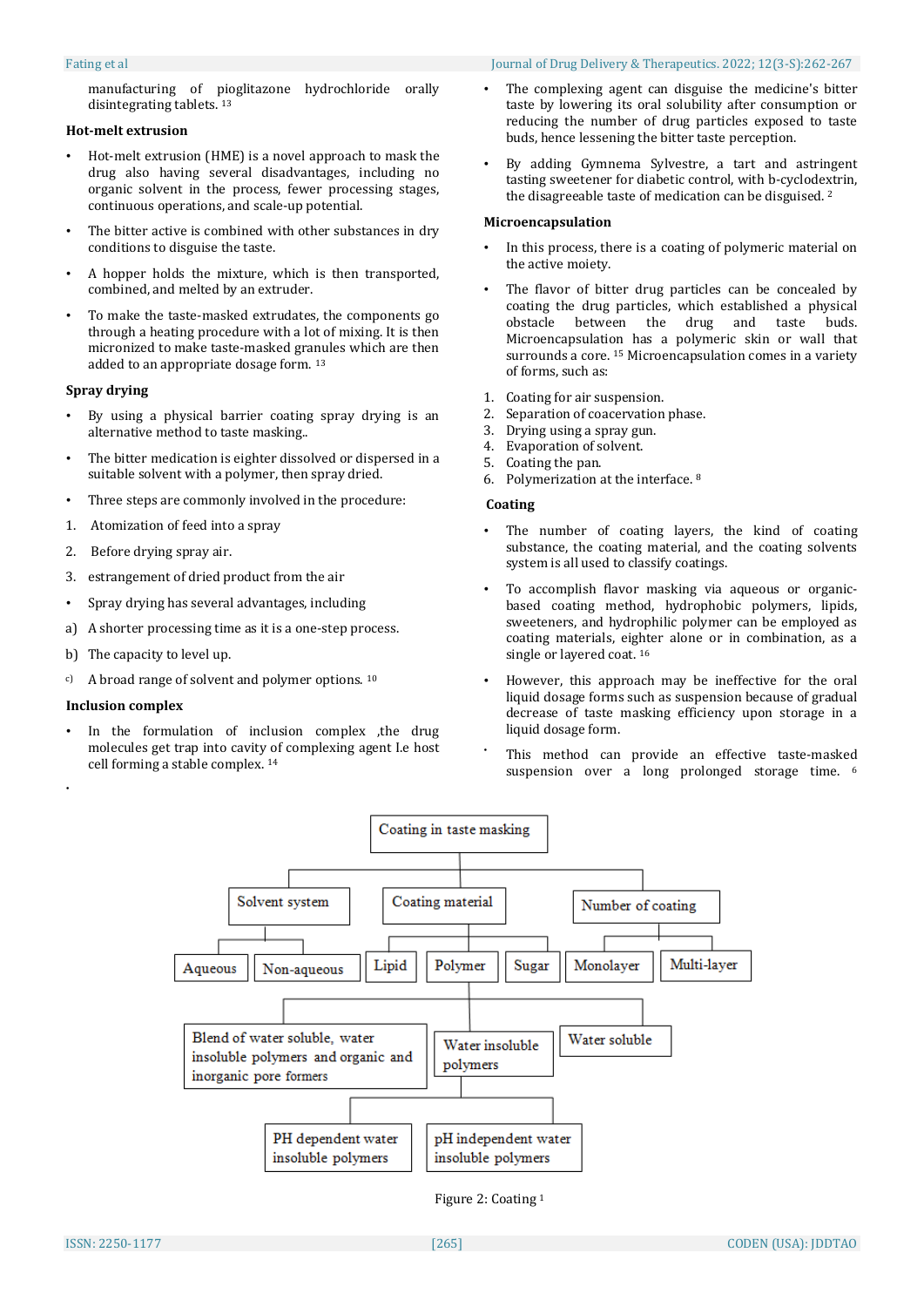manufacturing of pioglitazone hydrochloride orally disintegrating tablets. [13]

**Hot-melt extrusion**

- Hot-melt extrusion (HME) is a novel approach to mask the drug also having several disadvantages, including no organic solvent in the process, fewer processing stages, continuous operations, and scale-up potential.
- The bitter active is combined with other substances in dry conditions to disguise the taste.
- A hopper holds the mixture, which is then transported, combined, and melted by an extruder.
- To make the taste-masked extrudates, the components go through a heating procedure with a lot of mixing. It is then micronized to make taste-masked granules which are then added to an appropriate dosage form. [13]

**Spray drying**

- By using a physical barrier coating spray drying is an alternative method to taste masking..
- The bitter medication is eighter dissolved or dispersed in a suitable solvent with a polymer, then spray dried.
- Three steps are commonly involved in the procedure:

1. Atomization of feed into a spray
2. Before drying spray air.
3. estrangement of dried product from the air

- Spray drying has several advantages, including

a) A shorter processing time as it is a one-step process.

b) The capacity to level up.

c) A broad range of solvent and polymer options. [10]

**Inclusion complex**

- In the formulation of inclusion complex ,the drug molecules get trap into cavity of complexing agent I.e host cell forming a stable complex. [14]
- The complexing agent can disguise the medicine's bitter taste by lowering its oral solubility after consumption or reducing the number of drug particles exposed to taste buds, hence lessening the bitter taste perception.
- By adding Gymnema Sylvestre, a tart and astringent tasting sweetener for diabetic control, with b-cyclodextrin, the disagreeable taste of medication can be disguised. [2]

**Microencapsulation**

- In this process, there is a coating of polymeric material on the active moiety.
- The flavor of bitter drug particles can be concealed by coating the drug particles, which established a physical obstacle between the drug and taste buds. Microencapsulation has a polymeric skin or wall that surrounds a core. [15] Microencapsulation comes in a variety of forms, such as:

1. Coating for air suspension.
2. Separation of coacervation phase.
3. Drying using a spray gun.
4. Evaporation of solvent.
5. Coating the pan.
6. Polymerization at the interface. [8]

**Coating**

- The number of coating layers, the kind of coating substance, the coating material, and the coating solvents system is all used to classify coatings.
- To accomplish flavor masking via aqueous or organic-based coating method, hydrophobic polymers, lipids, sweeteners, and hydrophilic polymer can be employed as coating materials, eighter alone or in combination, as a single or layered coat. [16]
- However, this approach may be ineffective for the oral liquid dosage forms such as suspension because of gradual decrease of taste masking efficiency upon storage in a liquid dosage form.
- This method can provide an effective taste-masked suspension over a long prolonged storage time. [6]

Coating in taste masking

Solvent system

Coating material

Number of coating

Aqueous

Non-aqueous

Lipid

Polymer

Sugar

Monolayer

Multi-layer

Blend of water soluble, water insoluble polymers and organic and inorganic pore formers

Water insoluble polymers

Water soluble

PH dependent water insoluble polymers

pH independent water insoluble polymers

Figure 2: Coating [1]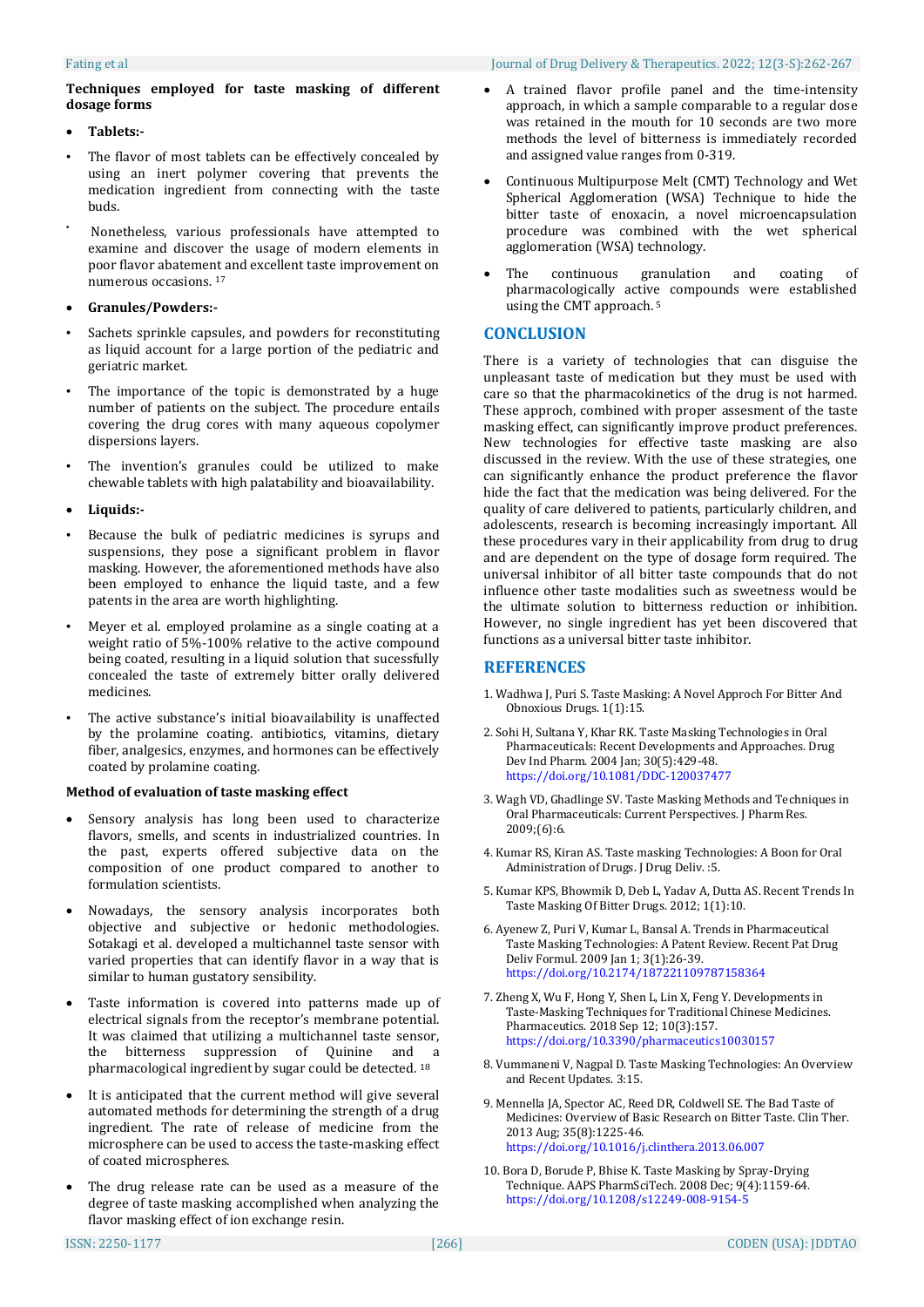**Techniques employed for taste masking of different dosage forms**

- **Tablets:-**

- The flavor of most tablets can be effectively concealed by using an inert polymer covering that prevents the medication ingredient from connecting with the taste buds.

- Nonetheless, various professionals have attempted to examine and discover the usage of modern elements in poor flavor abatement and excellent taste improvement on numerous occasions. [17]

- **Granules/Powders:-**

- Sachets sprinkle capsules, and powders for reconstituting as liquid account for a large portion of the pediatric and geriatric market.

- The importance of the topic is demonstrated by a huge number of patients on the subject. The procedure entails covering the drug cores with many aqueous copolymer dispersions layers.

- The invention's granules could be utilized to make chewable tablets with high palatability and bioavailability.

- **Liquids:-**

- Because the bulk of pediatric medicines is syrups and suspensions, they pose a significant problem in flavor masking. However, the aforementioned methods have also been employed to enhance the liquid taste, and a few patents in the area are worth highlighting.

- Meyer et al. employed prolamine as a single coating at a weight ratio of 5%-100% relative to the active compound being coated, resulting in a liquid solution that sucessfully concealed the taste of extremely bitter orally delivered medicines.

- The active substance's initial bioavailability is unaffected by the prolamine coating. antibiotics, vitamins, dietary fiber, analgesics, enzymes, and hormones can be effectively coated by prolamine coating.

**Method of evaluation of taste masking effect**

- Sensory analysis has long been used to characterize flavors, smells, and scents in industrialized countries. In the past, experts offered subjective data on the composition of one product compared to another to formulation scientists.

- Nowadays, the sensory analysis incorporates both objective and subjective or hedonic methodologies. Sotakagi et al. developed a multichannel taste sensor with varied properties that can identify flavor in a way that is similar to human gustatory sensibility.

- Taste information is covered into patterns made up of electrical signals from the receptor's membrane potential. It was claimed that utilizing a multichannel taste sensor, the bitterness suppression of Quinine and a pharmacological ingredient by sugar could be detected. [18]

- It is anticipated that the current method will give several automated methods for determining the strength of a drug ingredient. The rate of release of medicine from the microsphere can be used to access the taste-masking effect of coated microspheres.

- The drug release rate can be used as a measure of the degree of taste masking accomplished when analyzing the flavor masking effect of ion exchange resin.

- A trained flavor profile panel and the time-intensity approach, in which a sample comparable to a regular dose was retained in the mouth for 10 seconds are two more methods the level of bitterness is immediately recorded and assigned value ranges from 0-319.

- Continuous Multipurpose Melt (CMT) Technology and Wet Spherical Agglomeration (WSA) Technique to hide the bitter taste of enoxacin, a novel microencapsulation procedure was combined with the wet spherical agglomeration (WSA) technology.

- The continuous granulation and coating of pharmacologically active compounds were established using the CMT approach. [5]

## CONCLUSION

There is a variety of technologies that can disguise the unpleasant taste of medication but they must be used with care so that the pharmacokinetics of the drug is not harmed. These approch, combined with proper assesment of the taste masking effect, can significantly improve product preferences. New technologies for effective taste masking are also discussed in the review. With the use of these strategies, one can significantly enhance the product preference the flavor hide the fact that the medication was being delivered. For the quality of care delivered to patients, particularly children, and adolescents, research is becoming increasingly important. All these procedures vary in their applicability from drug to drug and are dependent on the type of dosage form required. The universal inhibitor of all bitter taste compounds that do not influence other taste modalities such as sweetness would be the ultimate solution to bitterness reduction or inhibition. However, no single ingredient has yet been discovered that functions as a universal bitter taste inhibitor.

## REFERENCES

1. Wadhwa J, Puri S. Taste Masking: A Novel Approch For Bitter And Obnoxious Drugs. 1(1):15.
2. Sohi H, Sultana Y, Khar RK. Taste Masking Technologies in Oral Pharmaceuticals: Recent Developments and Approaches. Drug Dev Ind Pharm. 2004 Jan; 30(5):429-48. https://doi.org/10.1081/DDC-120037477
3. Wagh VD, Ghadlinge SV. Taste Masking Methods and Techniques in Oral Pharmaceuticals: Current Perspectives. J Pharm Res. 2009;(6):6.
4. Kumar RS, Kiran AS. Taste masking Technologies: A Boon for Oral Administration of Drugs. J Drug Deliv. :5.
5. Kumar KPS, Bhowmik D, Deb L, Yadav A, Dutta AS. Recent Trends In Taste Masking Of Bitter Drugs. 2012; 1(1):10.
6. Ayenew Z, Puri V, Kumar L, Bansal A. Trends in Pharmaceutical Taste Masking Technologies: A Patent Review. Recent Pat Drug Deliv Formul. 2009 Jan 1; 3(1):26-39. https://doi.org/10.2174/187221109787158364
7. Zheng X, Wu F, Hong Y, Shen L, Lin X, Feng Y. Developments in Taste-Masking Techniques for Traditional Chinese Medicines. Pharmaceutics. 2018 Sep 12; 10(3):157. https://doi.org/10.3390/pharmaceutics10030157
8. Vummaneni V, Nagpal D. Taste Masking Technologies: An Overview and Recent Updates. 3:15.
9. Mennella JA, Spector AC, Reed DR, Coldwell SE. The Bad Taste of Medicines: Overview of Basic Research on Bitter Taste. Clin Ther. 2013 Aug; 35(8):1225-46. https://doi.org/10.1016/j.clinthera.2013.06.007
10. Bora D, Borude P, Bhise K. Taste Masking by Spray-Drying Technique. AAPS PharmSciTech. 2008 Dec; 9(4):1159-64. https://doi.org/10.1208/s12249-008-9154-5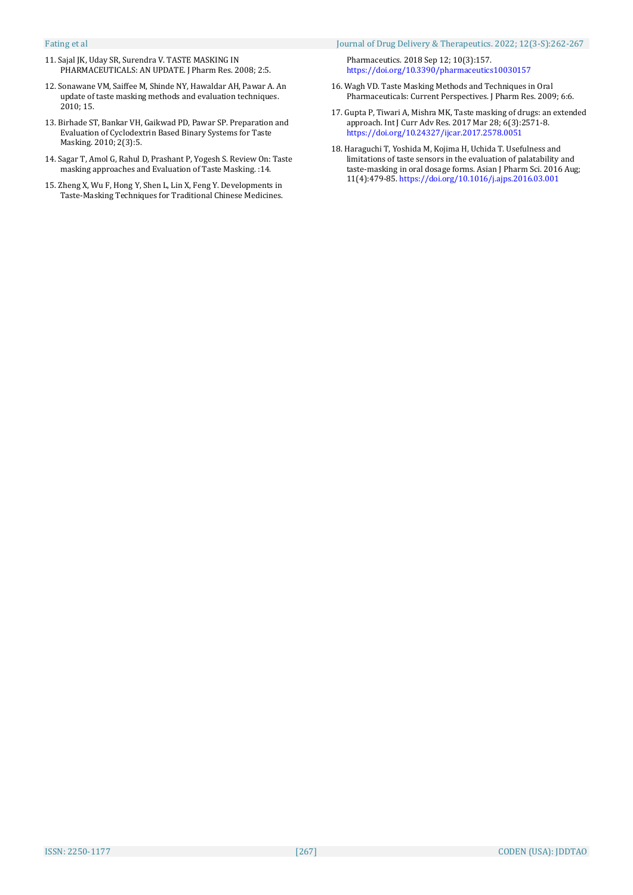11. Sajal JK, Uday SR, Surendra V. TASTE MASKING IN PHARMACEUTICALS: AN UPDATE. J Pharm Res. 2008; 2:5.

12. Sonawane VM, Saiffee M, Shinde NY, Hawaldar AH, Pawar A. An update of taste masking methods and evaluation techniques. 2010; 15.

13. Birhade ST, Bankar VH, Gaikwad PD, Pawar SP. Preparation and Evaluation of Cyclodextrin Based Binary Systems for Taste Masking. 2010; 2(3):5.

14. Sagar T, Amol G, Rahul D, Prashant P, Yogesh S. Review On: Taste masking approaches and Evaluation of Taste Masking. :14.

15. Zheng X, Wu F, Hong Y, Shen L, Lin X, Feng Y. Developments in Taste-Masking Techniques for Traditional Chinese Medicines. Pharmaceutics. 2018 Sep 12; 10(3):157. https://doi.org/10.3390/pharmaceutics10030157

16. Wagh VD. Taste Masking Methods and Techniques in Oral Pharmaceuticals: Current Perspectives. J Pharm Res. 2009; 6:6.

17. Gupta P, Tiwari A, Mishra MK, Taste masking of drugs: an extended approach. Int J Curr Adv Res. 2017 Mar 28; 6(3):2571-8. https://doi.org/10.24327/ijcar.2017.2578.0051

18. Haraguchi T, Yoshida M, Kojima H, Uchida T. Usefulness and limitations of taste sensors in the evaluation of palatability and taste-masking in oral dosage forms. Asian J Pharm Sci. 2016 Aug; 11(4):479-85. https://doi.org/10.1016/j.ajps.2016.03.001